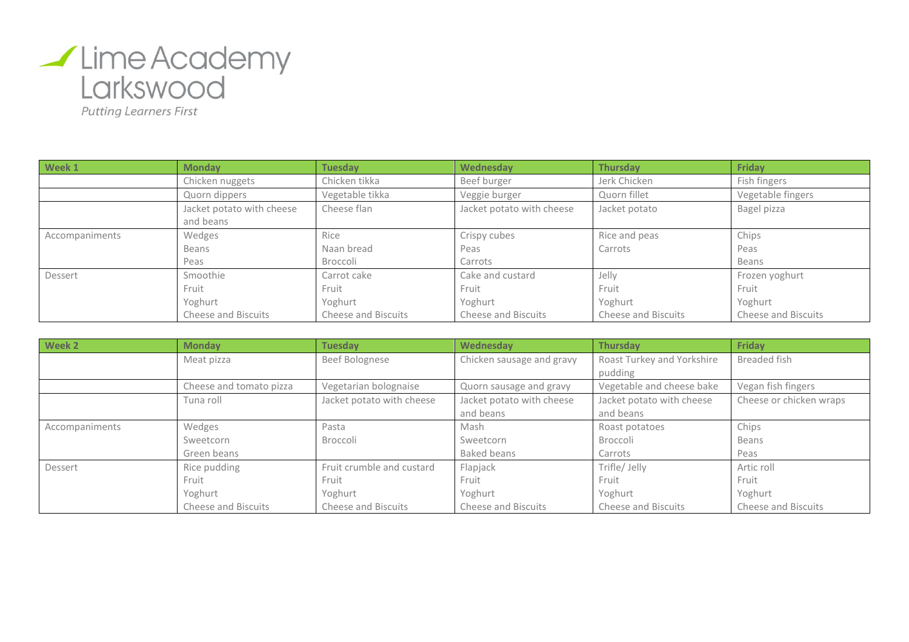Lime Academy Larkswood

*Putting Learners First*

| Week 1 | Monday | Tuesday | Wednesday | Thursday | Friday |
|---|---|---|---|---|---|
| | Chicken nuggets | Chicken tikka | Beef burger | Jerk Chicken | Fish fingers |
| | Quorn dippers | Vegetable tikka | Veggie burger | Quorn fillet | Vegetable fingers |
| | Jacket potato with cheese and beans | Cheese flan | Jacket potato with cheese | Jacket potato | Bagel pizza |
| Accompaniments | Wedges<br>Beans<br>Peas | Rice<br>Naan bread<br>Broccoli | Crispy cubes<br>Peas<br>Carrots | Rice and peas<br>Carrots | Chips<br>Peas<br>Beans |
| Dessert | Smoothie<br>Fruit<br>Yoghurt<br>Cheese and Biscuits | Carrot cake<br>Fruit<br>Yoghurt<br>Cheese and Biscuits | Cake and custard<br>Fruit<br>Yoghurt<br>Cheese and Biscuits | Jelly<br>Fruit<br>Yoghurt<br>Cheese and Biscuits | Frozen yoghurt<br>Fruit<br>Yoghurt<br>Cheese and Biscuits |

| Week 2 | Monday | Tuesday | Wednesday | Thursday | Friday |
|---|---|---|---|---|---|
| | Meat pizza | Beef Bolognese | Chicken sausage and gravy | Roast Turkey and Yorkshire pudding | Breaded fish |
| | Cheese and tomato pizza | Vegetarian bolognaise | Quorn sausage and gravy | Vegetable and cheese bake | Vegan fish fingers |
| | Tuna roll | Jacket potato with cheese | Jacket potato with cheese and beans | Jacket potato with cheese and beans | Cheese or chicken wraps |
| Accompaniments | Wedges<br>Sweetcorn<br>Green beans | Pasta<br>Broccoli | Mash<br>Sweetcorn<br>Baked beans | Roast potatoes<br>Broccoli<br>Carrots | Chips<br>Beans<br>Peas |
| Dessert | Rice pudding<br>Fruit<br>Yoghurt<br>Cheese and Biscuits | Fruit crumble and custard<br>Fruit<br>Yoghurt<br>Cheese and Biscuits | Flapjack<br>Fruit<br>Yoghurt<br>Cheese and Biscuits | Trifle/ Jelly<br>Fruit<br>Yoghurt<br>Cheese and Biscuits | Artic roll<br>Fruit<br>Yoghurt<br>Cheese and Biscuits |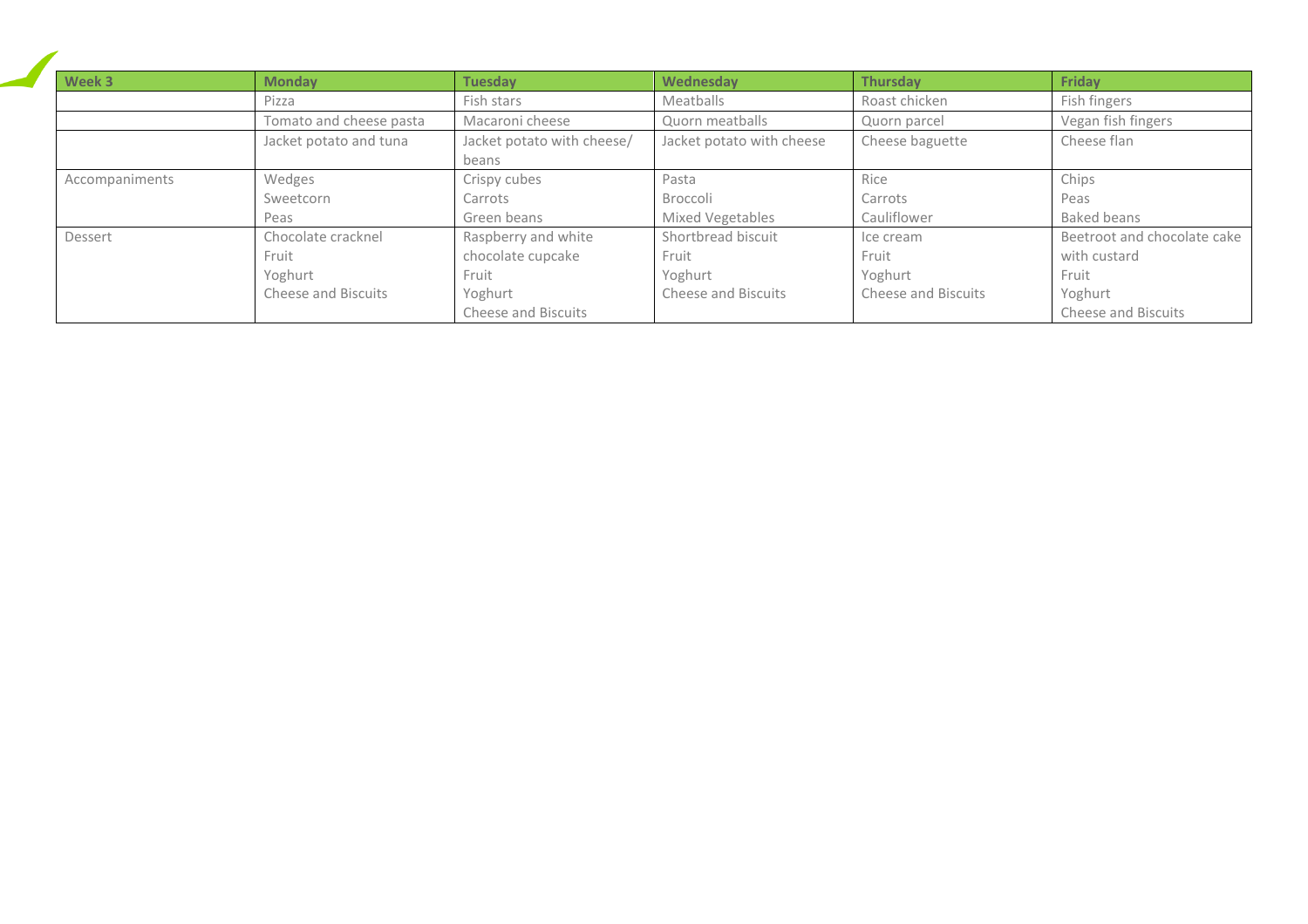| Week 3 | Monday | Tuesday | Wednesday | Thursday | Friday |
|---|---|---|---|---|---|
| | Pizza | Fish stars | Meatballs | Roast chicken | Fish fingers |
| | Tomato and cheese pasta | Macaroni cheese | Quorn meatballs | Quorn parcel | Vegan fish fingers |
| | Jacket potato and tuna | Jacket potato with cheese/ beans | Jacket potato with cheese | Cheese baguette | Cheese flan |
| Accompaniments | Wedges<br>Sweetcorn<br>Peas | Crispy cubes<br>Carrots<br>Green beans | Pasta<br>Broccoli<br>Mixed Vegetables | Rice<br>Carrots<br>Cauliflower | Chips<br>Peas<br>Baked beans |
| Dessert | Chocolate cracknel<br>Fruit<br>Yoghurt<br>Cheese and Biscuits | Raspberry and white chocolate cupcake<br>Fruit<br>Yoghurt<br>Cheese and Biscuits | Shortbread biscuit<br>Fruit<br>Yoghurt<br>Cheese and Biscuits | Ice cream<br>Fruit<br>Yoghurt<br>Cheese and Biscuits | Beetroot and chocolate cake with custard<br>Fruit<br>Yoghurt<br>Cheese and Biscuits |